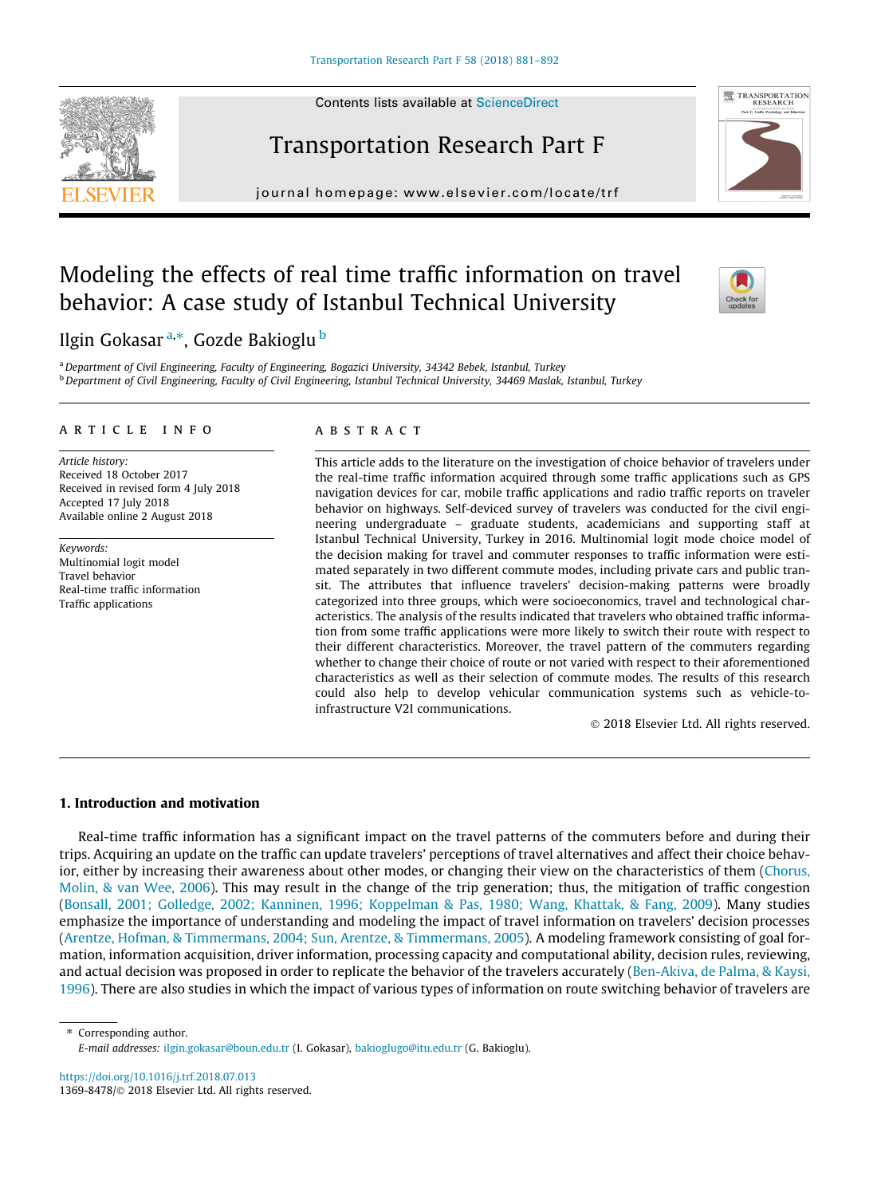# Modeling the effects of real time traffic information on travel behavior: A case study of Istanbul Technical University

Ilgin Gokasar [a,*], Gozde Bakioglu [b]

[a] Department of Civil Engineering, Faculty of Engineering, Bogazici University, 34342 Bebek, Istanbul, Turkey
[b] Department of Civil Engineering, Faculty of Civil Engineering, Istanbul Technical University, 34469 Maslak, Istanbul, Turkey

**ARTICLE INFO**

*Article history:*
Received 18 October 2017
Received in revised form 4 July 2018
Accepted 17 July 2018
Available online 2 August 2018

*Keywords:*
Multinomial logit model
Travel behavior
Real-time traffic information
Traffic applications

**ABSTRACT**

This article adds to the literature on the investigation of choice behavior of travelers under the real-time traffic information acquired through some traffic applications such as GPS navigation devices for car, mobile traffic applications and radio traffic reports on traveler behavior on highways. Self-deviced survey of travelers was conducted for the civil engineering undergraduate – graduate students, academicians and supporting staff at Istanbul Technical University, Turkey in 2016. Multinomial logit mode choice model of the decision making for travel and commuter responses to traffic information were estimated separately in two different commute modes, including private cars and public transit. The attributes that influence travelers' decision-making patterns were broadly categorized into three groups, which were socioeconomics, travel and technological characteristics. The analysis of the results indicated that travelers who obtained traffic information from some traffic applications were more likely to switch their route with respect to their different characteristics. Moreover, the travel pattern of the commuters regarding whether to change their choice of route or not varied with respect to their aforementioned characteristics as well as their selection of commute modes. The results of this research could also help to develop vehicular communication systems such as vehicle-to-infrastructure V2I communications.

© 2018 Elsevier Ltd. All rights reserved.

## 1. Introduction and motivation

Real-time traffic information has a significant impact on the travel patterns of the commuters before and during their trips. Acquiring an update on the traffic can update travelers' perceptions of travel alternatives and affect their choice behavior, either by increasing their awareness about other modes, or changing their view on the characteristics of them (Chorus, Molin, & van Wee, 2006). This may result in the change of the trip generation; thus, the mitigation of traffic congestion (Bonsall, 2001; Golledge, 2002; Kanninen, 1996; Koppelman & Pas, 1980; Wang, Khattak, & Fang, 2009). Many studies emphasize the importance of understanding and modeling the impact of travel information on travelers' decision processes (Arentze, Hofman, & Timmermans, 2004; Sun, Arentze, & Timmermans, 2005). A modeling framework consisting of goal formation, information acquisition, driver information, processing capacity and computational ability, decision rules, reviewing, and actual decision was proposed in order to replicate the behavior of the travelers accurately (Ben-Akiva, de Palma, & Kaysi, 1996). There are also studies in which the impact of various types of information on route switching behavior of travelers are

* Corresponding author.
*E-mail addresses:* ilgin.gokasar@boun.edu.tr (I. Gokasar), bakioglugo@itu.edu.tr (G. Bakioglu).

https://doi.org/10.1016/j.trf.2018.07.013
1369-8478/© 2018 Elsevier Ltd. All rights reserved.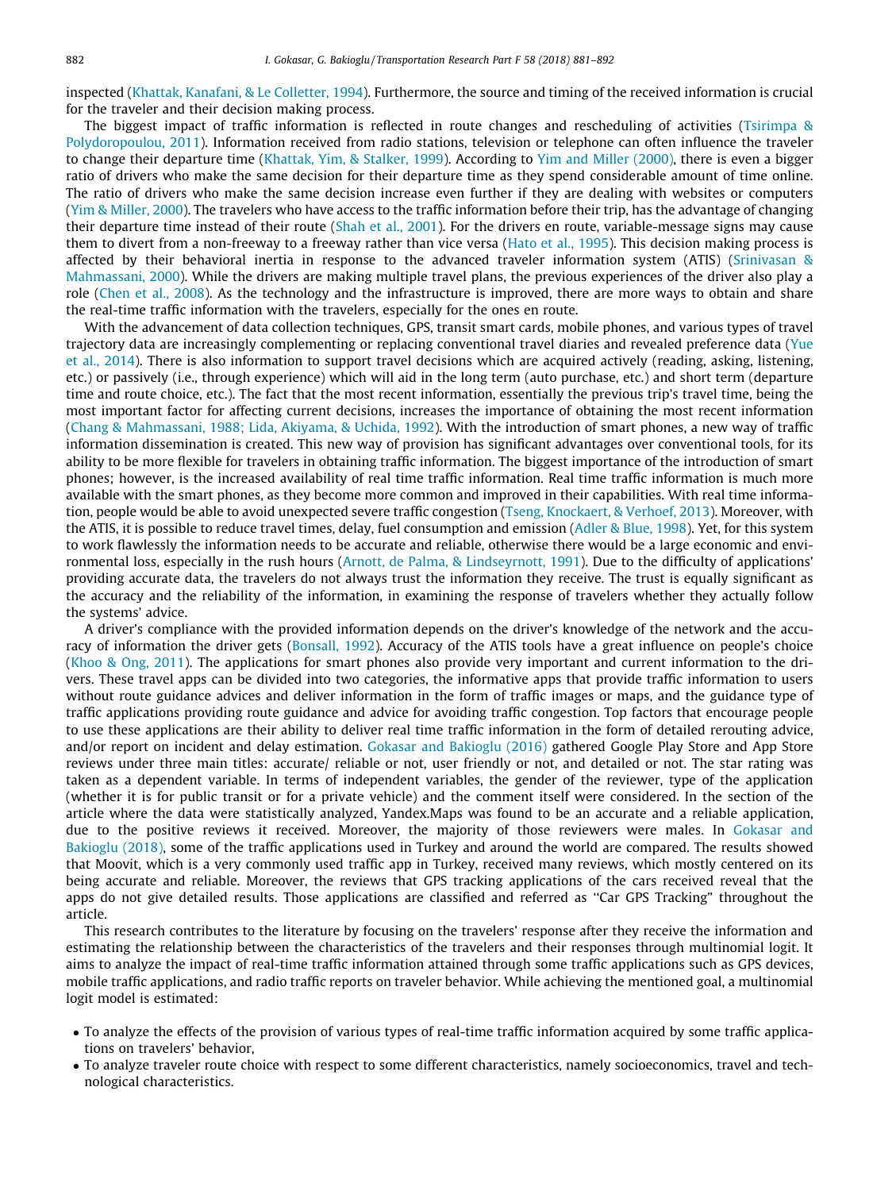inspected (Khattak, Kanafani, & Le Colletter, 1994). Furthermore, the source and timing of the received information is crucial for the traveler and their decision making process.

The biggest impact of traffic information is reflected in route changes and rescheduling of activities (Tsirimpa & Polydoropoulou, 2011). Information received from radio stations, television or telephone can often influence the traveler to change their departure time (Khattak, Yim, & Stalker, 1999). According to Yim and Miller (2000), there is even a bigger ratio of drivers who make the same decision for their departure time as they spend considerable amount of time online. The ratio of drivers who make the same decision increase even further if they are dealing with websites or computers (Yim & Miller, 2000). The travelers who have access to the traffic information before their trip, has the advantage of changing their departure time instead of their route (Shah et al., 2001). For the drivers en route, variable-message signs may cause them to divert from a non-freeway to a freeway rather than vice versa (Hato et al., 1995). This decision making process is affected by their behavioral inertia in response to the advanced traveler information system (ATIS) (Srinivasan & Mahmassani, 2000). While the drivers are making multiple travel plans, the previous experiences of the driver also play a role (Chen et al., 2008). As the technology and the infrastructure is improved, there are more ways to obtain and share the real-time traffic information with the travelers, especially for the ones en route.

With the advancement of data collection techniques, GPS, transit smart cards, mobile phones, and various types of travel trajectory data are increasingly complementing or replacing conventional travel diaries and revealed preference data (Yue et al., 2014). There is also information to support travel decisions which are acquired actively (reading, asking, listening, etc.) or passively (i.e., through experience) which will aid in the long term (auto purchase, etc.) and short term (departure time and route choice, etc.). The fact that the most recent information, essentially the previous trip's travel time, being the most important factor for affecting current decisions, increases the importance of obtaining the most recent information (Chang & Mahmassani, 1988; Lida, Akiyama, & Uchida, 1992). With the introduction of smart phones, a new way of traffic information dissemination is created. This new way of provision has significant advantages over conventional tools, for its ability to be more flexible for travelers in obtaining traffic information. The biggest importance of the introduction of smart phones; however, is the increased availability of real time traffic information. Real time traffic information is much more available with the smart phones, as they become more common and improved in their capabilities. With real time information, people would be able to avoid unexpected severe traffic congestion (Tseng, Knockaert, & Verhoef, 2013). Moreover, with the ATIS, it is possible to reduce travel times, delay, fuel consumption and emission (Adler & Blue, 1998). Yet, for this system to work flawlessly the information needs to be accurate and reliable, otherwise there would be a large economic and environmental loss, especially in the rush hours (Arnott, de Palma, & Lindseyrnott, 1991). Due to the difficulty of applications' providing accurate data, the travelers do not always trust the information they receive. The trust is equally significant as the accuracy and the reliability of the information, in examining the response of travelers whether they actually follow the systems' advice.

A driver's compliance with the provided information depends on the driver's knowledge of the network and the accuracy of information the driver gets (Bonsall, 1992). Accuracy of the ATIS tools have a great influence on people's choice (Khoo & Ong, 2011). The applications for smart phones also provide very important and current information to the drivers. These travel apps can be divided into two categories, the informative apps that provide traffic information to users without route guidance advices and deliver information in the form of traffic images or maps, and the guidance type of traffic applications providing route guidance and advice for avoiding traffic congestion. Top factors that encourage people to use these applications are their ability to deliver real time traffic information in the form of detailed rerouting advice, and/or report on incident and delay estimation. Gokasar and Bakioglu (2016) gathered Google Play Store and App Store reviews under three main titles: accurate/ reliable or not, user friendly or not, and detailed or not. The star rating was taken as a dependent variable. In terms of independent variables, the gender of the reviewer, type of the application (whether it is for public transit or for a private vehicle) and the comment itself were considered. In the section of the article where the data were statistically analyzed, Yandex.Maps was found to be an accurate and a reliable application, due to the positive reviews it received. Moreover, the majority of those reviewers were males. In Gokasar and Bakioglu (2018), some of the traffic applications used in Turkey and around the world are compared. The results showed that Moovit, which is a very commonly used traffic app in Turkey, received many reviews, which mostly centered on its being accurate and reliable. Moreover, the reviews that GPS tracking applications of the cars received reveal that the apps do not give detailed results. Those applications are classified and referred as ''Car GPS Tracking" throughout the article.

This research contributes to the literature by focusing on the travelers' response after they receive the information and estimating the relationship between the characteristics of the travelers and their responses through multinomial logit. It aims to analyze the impact of real-time traffic information attained through some traffic applications such as GPS devices, mobile traffic applications, and radio traffic reports on traveler behavior. While achieving the mentioned goal, a multinomial logit model is estimated:

- To analyze the effects of the provision of various types of real-time traffic information acquired by some traffic applications on travelers' behavior,
- To analyze traveler route choice with respect to some different characteristics, namely socioeconomics, travel and technological characteristics.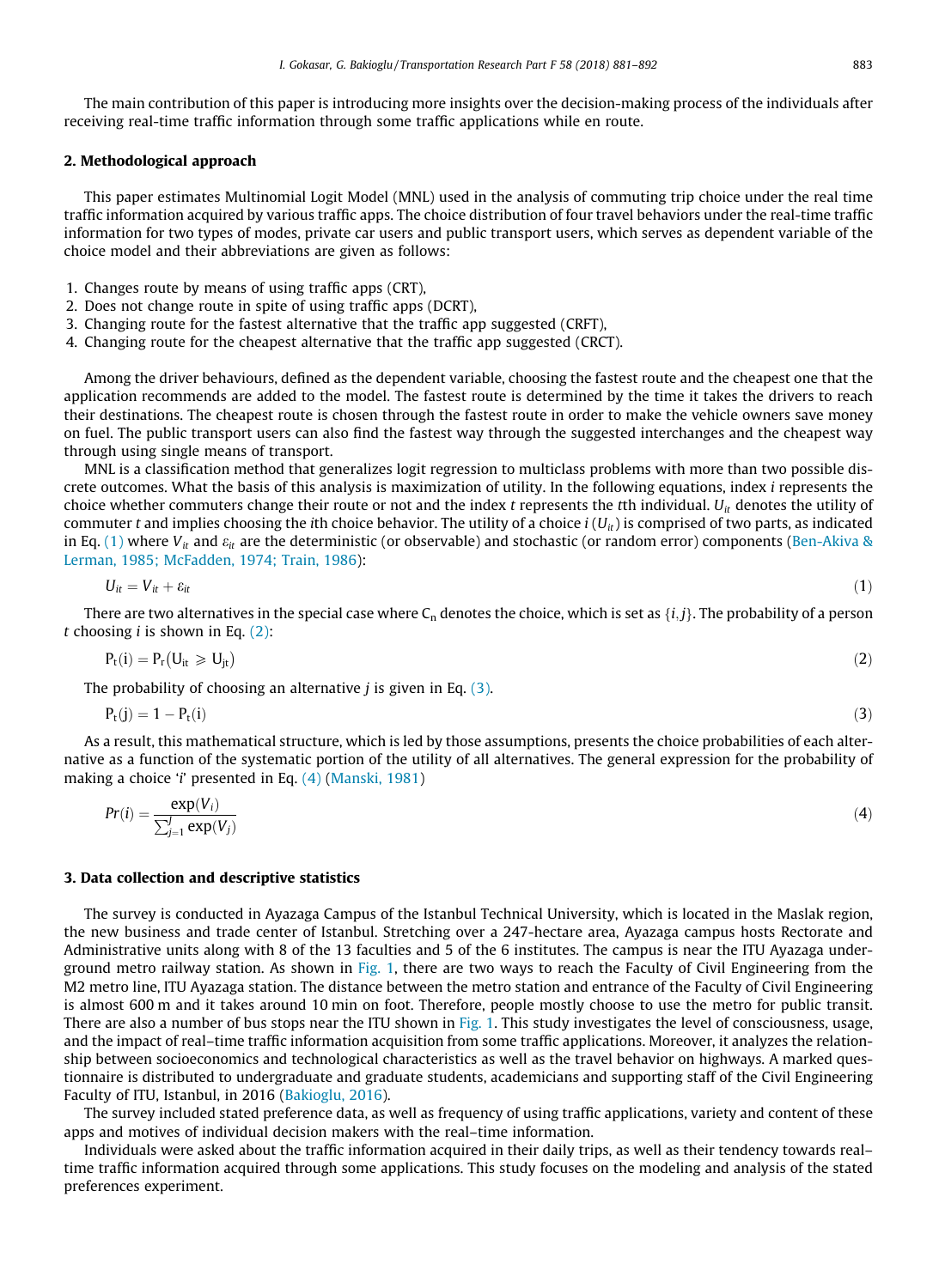The main contribution of this paper is introducing more insights over the decision-making process of the individuals after receiving real-time traffic information through some traffic applications while en route.

## 2. Methodological approach

This paper estimates Multinomial Logit Model (MNL) used in the analysis of commuting trip choice under the real time traffic information acquired by various traffic apps. The choice distribution of four travel behaviors under the real-time traffic information for two types of modes, private car users and public transport users, which serves as dependent variable of the choice model and their abbreviations are given as follows:

1. Changes route by means of using traffic apps (CRT),
2. Does not change route in spite of using traffic apps (DCRT),
3. Changing route for the fastest alternative that the traffic app suggested (CRFT),
4. Changing route for the cheapest alternative that the traffic app suggested (CRCT).

Among the driver behaviours, defined as the dependent variable, choosing the fastest route and the cheapest one that the application recommends are added to the model. The fastest route is determined by the time it takes the drivers to reach their destinations. The cheapest route is chosen through the fastest route in order to make the vehicle owners save money on fuel. The public transport users can also find the fastest way through the suggested interchanges and the cheapest way through using single means of transport.

MNL is a classification method that generalizes logit regression to multiclass problems with more than two possible discrete outcomes. What the basis of this analysis is maximization of utility. In the following equations, index $i$ represents the choice whether commuters change their route or not and the index $t$ represents the $t$th individual. $U_{it}$ denotes the utility of commuter $t$ and implies choosing the $i$th choice behavior. The utility of a choice $i$ ($U_{it}$) is comprised of two parts, as indicated in Eq. (1) where $V_{it}$ and $\varepsilon_{it}$ are the deterministic (or observable) and stochastic (or random error) components (Ben-Akiva & Lerman, 1985; McFadden, 1974; Train, 1986):

$$U_{it} = V_{it} + \varepsilon_{it} \tag{1}$$

There are two alternatives in the special case where $C_n$ denotes the choice, which is set as $\{i, j\}$. The probability of a person $t$ choosing $i$ is shown in Eq. (2):

$$P_t(i) = P_r(U_{it} \geqslant U_{jt}) \tag{2}$$

The probability of choosing an alternative $j$ is given in Eq. (3).

$$P_t(j) = 1 - P_t(i) \tag{3}$$

As a result, this mathematical structure, which is led by those assumptions, presents the choice probabilities of each alternative as a function of the systematic portion of the utility of all alternatives. The general expression for the probability of making a choice '$i$' presented in Eq. (4) (Manski, 1981)

$$Pr(i) = \frac{\exp(V_i)}{\sum_{j=1}^{J} \exp(V_j)} \tag{4}$$

## 3. Data collection and descriptive statistics

The survey is conducted in Ayazaga Campus of the Istanbul Technical University, which is located in the Maslak region, the new business and trade center of Istanbul. Stretching over a 247-hectare area, Ayazaga campus hosts Rectorate and Administrative units along with 8 of the 13 faculties and 5 of the 6 institutes. The campus is near the ITU Ayazaga underground metro railway station. As shown in Fig. 1, there are two ways to reach the Faculty of Civil Engineering from the M2 metro line, ITU Ayazaga station. The distance between the metro station and entrance of the Faculty of Civil Engineering is almost 600 m and it takes around 10 min on foot. Therefore, people mostly choose to use the metro for public transit. There are also a number of bus stops near the ITU shown in Fig. 1. This study investigates the level of consciousness, usage, and the impact of real–time traffic information acquisition from some traffic applications. Moreover, it analyzes the relationship between socioeconomics and technological characteristics as well as the travel behavior on highways. A marked questionnaire is distributed to undergraduate and graduate students, academicians and supporting staff of the Civil Engineering Faculty of ITU, Istanbul, in 2016 (Bakioglu, 2016).

The survey included stated preference data, as well as frequency of using traffic applications, variety and content of these apps and motives of individual decision makers with the real–time information.

Individuals were asked about the traffic information acquired in their daily trips, as well as their tendency towards real–time traffic information acquired through some applications. This study focuses on the modeling and analysis of the stated preferences experiment.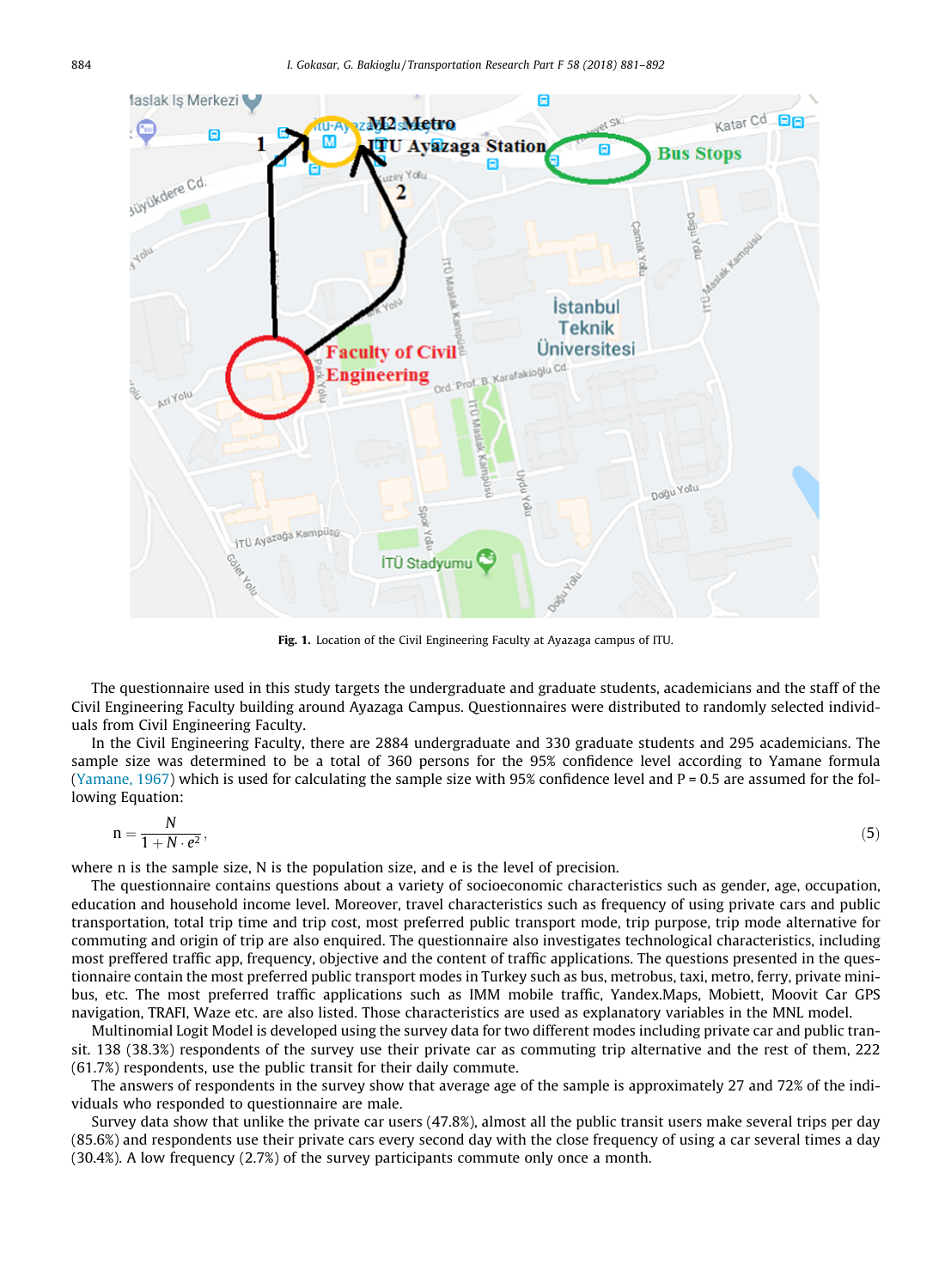Fig. 1. Location of the Civil Engineering Faculty at Ayazaga campus of ITU.

The questionnaire used in this study targets the undergraduate and graduate students, academicians and the staff of the Civil Engineering Faculty building around Ayazaga Campus. Questionnaires were distributed to randomly selected individuals from Civil Engineering Faculty.

In the Civil Engineering Faculty, there are 2884 undergraduate and 330 graduate students and 295 academicians. The sample size was determined to be a total of 360 persons for the 95% confidence level according to Yamane formula (Yamane, 1967) which is used for calculating the sample size with 95% confidence level and P = 0.5 are assumed for the following Equation:

$$n = \frac{N}{1 + N \cdot e^2}, \tag{5}$$

where n is the sample size, N is the population size, and e is the level of precision.

The questionnaire contains questions about a variety of socioeconomic characteristics such as gender, age, occupation, education and household income level. Moreover, travel characteristics such as frequency of using private cars and public transportation, total trip time and trip cost, most preferred public transport mode, trip purpose, trip mode alternative for commuting and origin of trip are also enquired. The questionnaire also investigates technological characteristics, including most preffered traffic app, frequency, objective and the content of traffic applications. The questions presented in the questionnaire contain the most preferred public transport modes in Turkey such as bus, metrobus, taxi, metro, ferry, private minibus, etc. The most preferred traffic applications such as IMM mobile traffic, Yandex.Maps, Mobiett, Moovit Car GPS navigation, TRAFI, Waze etc. are also listed. Those characteristics are used as explanatory variables in the MNL model.

Multinomial Logit Model is developed using the survey data for two different modes including private car and public transit. 138 (38.3%) respondents of the survey use their private car as commuting trip alternative and the rest of them, 222 (61.7%) respondents, use the public transit for their daily commute.

The answers of respondents in the survey show that average age of the sample is approximately 27 and 72% of the individuals who responded to questionnaire are male.

Survey data show that unlike the private car users (47.8%), almost all the public transit users make several trips per day (85.6%) and respondents use their private cars every second day with the close frequency of using a car several times a day (30.4%). A low frequency (2.7%) of the survey participants commute only once a month.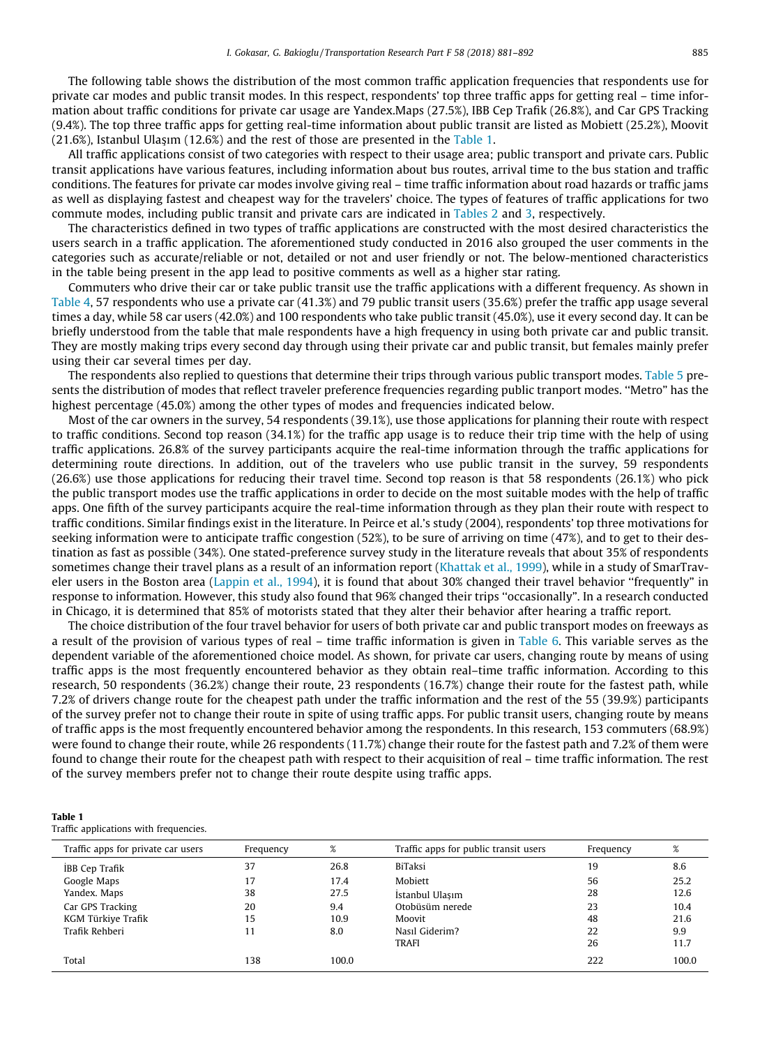The following table shows the distribution of the most common traffic application frequencies that respondents use for private car modes and public transit modes. In this respect, respondents' top three traffic apps for getting real – time information about traffic conditions for private car usage are Yandex.Maps (27.5%), IBB Cep Trafik (26.8%), and Car GPS Tracking (9.4%). The top three traffic apps for getting real-time information about public transit are listed as Mobiett (25.2%), Moovit (21.6%), Istanbul Ulaşım (12.6%) and the rest of those are presented in the Table 1.

All traffic applications consist of two categories with respect to their usage area; public transport and private cars. Public transit applications have various features, including information about bus routes, arrival time to the bus station and traffic conditions. The features for private car modes involve giving real – time traffic information about road hazards or traffic jams as well as displaying fastest and cheapest way for the travelers' choice. The types of features of traffic applications for two commute modes, including public transit and private cars are indicated in Tables 2 and 3, respectively.

The characteristics defined in two types of traffic applications are constructed with the most desired characteristics the users search in a traffic application. The aforementioned study conducted in 2016 also grouped the user comments in the categories such as accurate/reliable or not, detailed or not and user friendly or not. The below-mentioned characteristics in the table being present in the app lead to positive comments as well as a higher star rating.

Commuters who drive their car or take public transit use the traffic applications with a different frequency. As shown in Table 4, 57 respondents who use a private car (41.3%) and 79 public transit users (35.6%) prefer the traffic app usage several times a day, while 58 car users (42.0%) and 100 respondents who take public transit (45.0%), use it every second day. It can be briefly understood from the table that male respondents have a high frequency in using both private car and public transit. They are mostly making trips every second day through using their private car and public transit, but females mainly prefer using their car several times per day.

The respondents also replied to questions that determine their trips through various public transport modes. Table 5 presents the distribution of modes that reflect traveler preference frequencies regarding public tranport modes. "Metro" has the highest percentage (45.0%) among the other types of modes and frequencies indicated below.

Most of the car owners in the survey, 54 respondents (39.1%), use those applications for planning their route with respect to traffic conditions. Second top reason (34.1%) for the traffic app usage is to reduce their trip time with the help of using traffic applications. 26.8% of the survey participants acquire the real-time information through the traffic applications for determining route directions. In addition, out of the travelers who use public transit in the survey, 59 respondents (26.6%) use those applications for reducing their travel time. Second top reason is that 58 respondents (26.1%) who pick the public transport modes use the traffic applications in order to decide on the most suitable modes with the help of traffic apps. One fifth of the survey participants acquire the real-time information through as they plan their route with respect to traffic conditions. Similar findings exist in the literature. In Peirce et al.'s study (2004), respondents' top three motivations for seeking information were to anticipate traffic congestion (52%), to be sure of arriving on time (47%), and to get to their destination as fast as possible (34%). One stated-preference survey study in the literature reveals that about 35% of respondents sometimes change their travel plans as a result of an information report (Khattak et al., 1999), while in a study of SmarTraveler users in the Boston area (Lappin et al., 1994), it is found that about 30% changed their travel behavior "frequently" in response to information. However, this study also found that 96% changed their trips "occasionally". In a research conducted in Chicago, it is determined that 85% of motorists stated that they alter their behavior after hearing a traffic report.

The choice distribution of the four travel behavior for users of both private car and public transport modes on freeways as a result of the provision of various types of real – time traffic information is given in Table 6. This variable serves as the dependent variable of the aforementioned choice model. As shown, for private car users, changing route by means of using traffic apps is the most frequently encountered behavior as they obtain real–time traffic information. According to this research, 50 respondents (36.2%) change their route, 23 respondents (16.7%) change their route for the fastest path, while 7.2% of drivers change route for the cheapest path under the traffic information and the rest of the 55 (39.9%) participants of the survey prefer not to change their route in spite of using traffic apps. For public transit users, changing route by means of traffic apps is the most frequently encountered behavior among the respondents. In this research, 153 commuters (68.9%) were found to change their route, while 26 respondents (11.7%) change their route for the fastest path and 7.2% of them were found to change their route for the cheapest path with respect to their acquisition of real – time traffic information. The rest of the survey members prefer not to change their route despite using traffic apps.

**Table 1**
Traffic applications with frequencies.

| Traffic apps for private car users | Frequency | % | Traffic apps for public transit users | Frequency | % |
|---|---|---|---|---|---|
| İBB Cep Trafik | 37 | 26.8 | BiTaksi | 19 | 8.6 |
| Google Maps | 17 | 17.4 | Mobiett | 56 | 25.2 |
| Yandex. Maps | 38 | 27.5 | İstanbul Ulaşım | 28 | 12.6 |
| Car GPS Tracking | 20 | 9.4 | Otobüsüm nerede | 23 | 10.4 |
| KGM Türkiye Trafik | 15 | 10.9 | Moovit | 48 | 21.6 |
| Trafik Rehberi | 11 | 8.0 | Nasıl Giderim? | 22 | 9.9 |
| | | | TRAFI | 26 | 11.7 |
| Total | 138 | 100.0 | | 222 | 100.0 |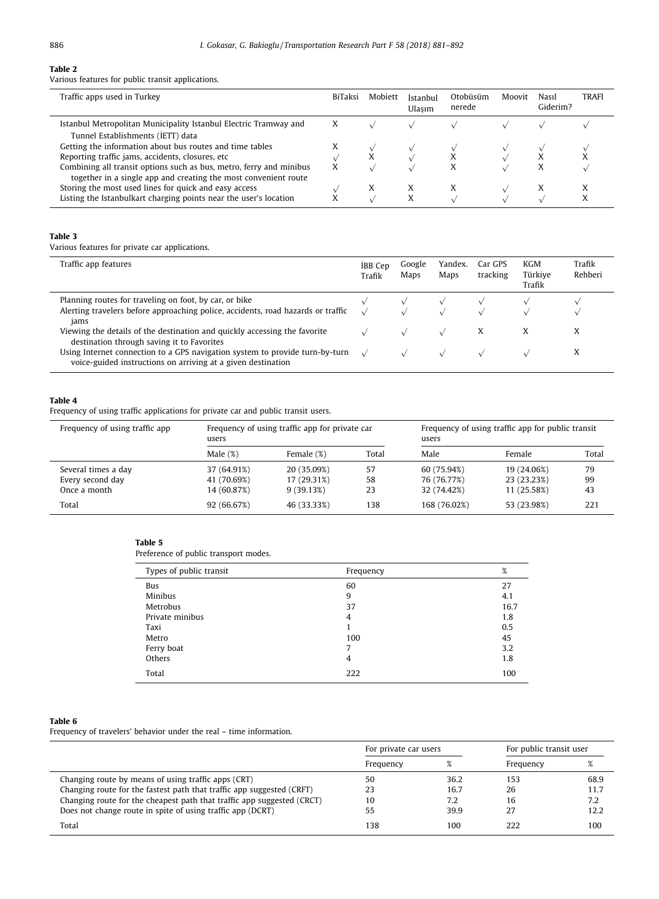**Table 2**
Various features for public transit applications.

| Traffic apps used in Turkey | BiTaksi | Mobiett | İstanbul Ulaşım | Otobüsüm nerede | Moovit | Nasıl Giderim? | TRAFI |
|---|---|---|---|---|---|---|---|
| Istanbul Metropolitan Municipality Istanbul Electric Tramway and Tunnel Establishments (İETT) data | X | √ | √ | √ | √ | √ | √ |
| Getting the information about bus routes and time tables | X | √ | √ | √ | √ | √ | √ |
| Reporting traffic jams, accidents, closures, etc | √ | X | √ | X | √ | X | X |
| Combining all transit options such as bus, metro, ferry and minibus together in a single app and creating the most convenient route | X | √ | √ | X | √ | X | √ |
| Storing the most used lines for quick and easy access | √ | X | X | X | √ | X | X |
| Listing the Istanbulkart charging points near the user's location | X | √ | X | √ | √ | √ | X |

**Table 3**
Various features for private car applications.

| Traffic app features | İBB Cep Trafik | Google Maps | Yandex. Maps | Car GPS tracking | KGM Türkiye Trafik | Trafik Rehberi |
|---|---|---|---|---|---|---|
| Planning routes for traveling on foot, by car, or bike | √ | √ | √ | √ | √ | √ |
| Alerting travelers before approaching police, accidents, road hazards or traffic jams | √ | √ | √ | √ | √ | √ |
| Viewing the details of the destination and quickly accessing the favorite destination through saving it to Favorites | √ | √ | √ | X | X | X |
| Using Internet connection to a GPS navigation system to provide turn-by-turn voice-guided instructions on arriving at a given destination | √ | √ | √ | √ | √ | X |

**Table 4**
Frequency of using traffic applications for private car and public transit users.

| Frequency of using traffic app | Frequency of using traffic app for private car users | | | Frequency of using traffic app for public transit users | | |
|---|---|---|---|---|---|---|
| | Male (%) | Female (%) | Total | Male | Female | Total |
| Several times a day | 37 (64.91%) | 20 (35.09%) | 57 | 60 (75.94%) | 19 (24.06%) | 79 |
| Every second day | 41 (70.69%) | 17 (29.31%) | 58 | 76 (76.77%) | 23 (23.23%) | 99 |
| Once a month | 14 (60.87%) | 9 (39.13%) | 23 | 32 (74.42%) | 11 (25.58%) | 43 |
| Total | 92 (66.67%) | 46 (33.33%) | 138 | 168 (76.02%) | 53 (23.98%) | 221 |

**Table 5**
Preference of public transport modes.

| Types of public transit | Frequency | % |
|---|---|---|
| Bus | 60 | 27 |
| Minibus | 9 | 4.1 |
| Metrobus | 37 | 16.7 |
| Private minibus | 4 | 1.8 |
| Taxi | 1 | 0.5 |
| Metro | 100 | 45 |
| Ferry boat | 7 | 3.2 |
| Others | 4 | 1.8 |
| Total | 222 | 100 |

**Table 6**
Frequency of travelers' behavior under the real – time information.

| | For private car users | | For public transit user | |
|---|---|---|---|---|
| | Frequency | % | Frequency | % |
| Changing route by means of using traffic apps (CRT) | 50 | 36.2 | 153 | 68.9 |
| Changing route for the fastest path that traffic app suggested (CRFT) | 23 | 16.7 | 26 | 11.7 |
| Changing route for the cheapest path that traffic app suggested (CRCT) | 10 | 7.2 | 16 | 7.2 |
| Does not change route in spite of using traffic app (DCRT) | 55 | 39.9 | 27 | 12.2 |
| Total | 138 | 100 | 222 | 100 |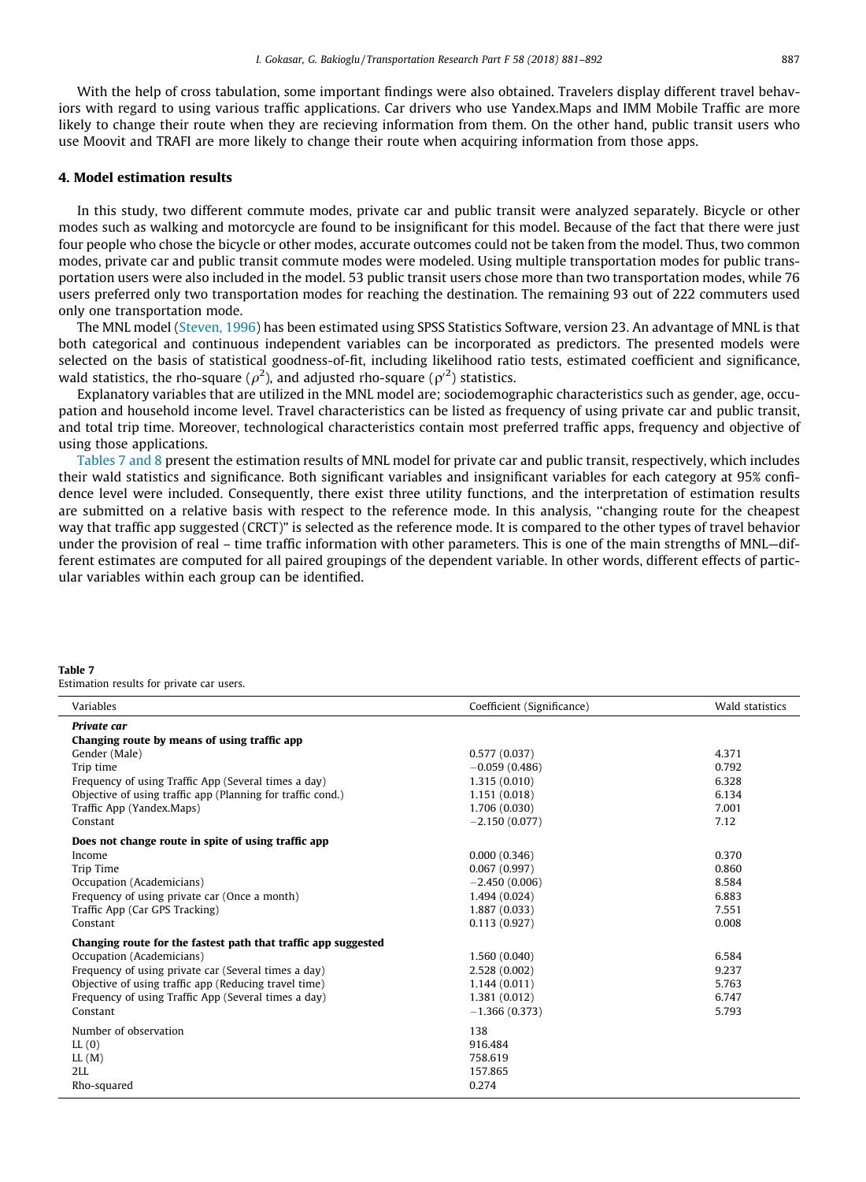With the help of cross tabulation, some important findings were also obtained. Travelers display different travel behaviors with regard to using various traffic applications. Car drivers who use Yandex.Maps and IMM Mobile Traffic are more likely to change their route when they are recieving information from them. On the other hand, public transit users who use Moovit and TRAFI are more likely to change their route when acquiring information from those apps.

## 4. Model estimation results

In this study, two different commute modes, private car and public transit were analyzed separately. Bicycle or other modes such as walking and motorcycle are found to be insignificant for this model. Because of the fact that there were just four people who chose the bicycle or other modes, accurate outcomes could not be taken from the model. Thus, two common modes, private car and public transit commute modes were modeled. Using multiple transportation modes for public transportation users were also included in the model. 53 public transit users chose more than two transportation modes, while 76 users preferred only two transportation modes for reaching the destination. The remaining 93 out of 222 commuters used only one transportation mode.

The MNL model (Steven, 1996) has been estimated using SPSS Statistics Software, version 23. An advantage of MNL is that both categorical and continuous independent variables can be incorporated as predictors. The presented models were selected on the basis of statistical goodness-of-fit, including likelihood ratio tests, estimated coefficient and significance, wald statistics, the rho-square ($\rho^2$), and adjusted rho-square ($\rho'^2$) statistics.

Explanatory variables that are utilized in the MNL model are; sociodemographic characteristics such as gender, age, occupation and household income level. Travel characteristics can be listed as frequency of using private car and public transit, and total trip time. Moreover, technological characteristics contain most preferred traffic apps, frequency and objective of using those applications.

Tables 7 and 8 present the estimation results of MNL model for private car and public transit, respectively, which includes their wald statistics and significance. Both significant variables and insignificant variables for each category at 95% confidence level were included. Consequently, there exist three utility functions, and the interpretation of estimation results are submitted on a relative basis with respect to the reference mode. In this analysis, "changing route for the cheapest way that traffic app suggested (CRCT)" is selected as the reference mode. It is compared to the other types of travel behavior under the provision of real – time traffic information with other parameters. This is one of the main strengths of MNL—different estimates are computed for all paired groupings of the dependent variable. In other words, different effects of particular variables within each group can be identified.

**Table 7**
Estimation results for private car users.

| Variables | Coefficient (Significance) | Wald statistics |
|---|---|---|
| ***Private car*** | | |
| **Changing route by means of using traffic app** | | |
| Gender (Male) | 0.577 (0.037) | 4.371 |
| Trip time | −0.059 (0.486) | 0.792 |
| Frequency of using Traffic App (Several times a day) | 1.315 (0.010) | 6.328 |
| Objective of using traffic app (Planning for traffic cond.) | 1.151 (0.018) | 6.134 |
| Traffic App (Yandex.Maps) | 1.706 (0.030) | 7.001 |
| Constant | −2.150 (0.077) | 7.12 |
| **Does not change route in spite of using traffic app** | | |
| Income | 0.000 (0.346) | 0.370 |
| Trip Time | 0.067 (0.997) | 0.860 |
| Occupation (Academicians) | −2.450 (0.006) | 8.584 |
| Frequency of using private car (Once a month) | 1.494 (0.024) | 6.883 |
| Traffic App (Car GPS Tracking) | 1.887 (0.033) | 7.551 |
| Constant | 0.113 (0.927) | 0.008 |
| **Changing route for the fastest path that traffic app suggested** | | |
| Occupation (Academicians) | 1.560 (0.040) | 6.584 |
| Frequency of using private car (Several times a day) | 2.528 (0.002) | 9.237 |
| Objective of using traffic app (Reducing travel time) | 1.144 (0.011) | 5.763 |
| Frequency of using Traffic App (Several times a day) | 1.381 (0.012) | 6.747 |
| Constant | −1.366 (0.373) | 5.793 |
| Number of observation | 138 | |
| LL (0) | 916.484 | |
| LL (M) | 758.619 | |
| 2LL | 157.865 | |
| Rho-squared | 0.274 | |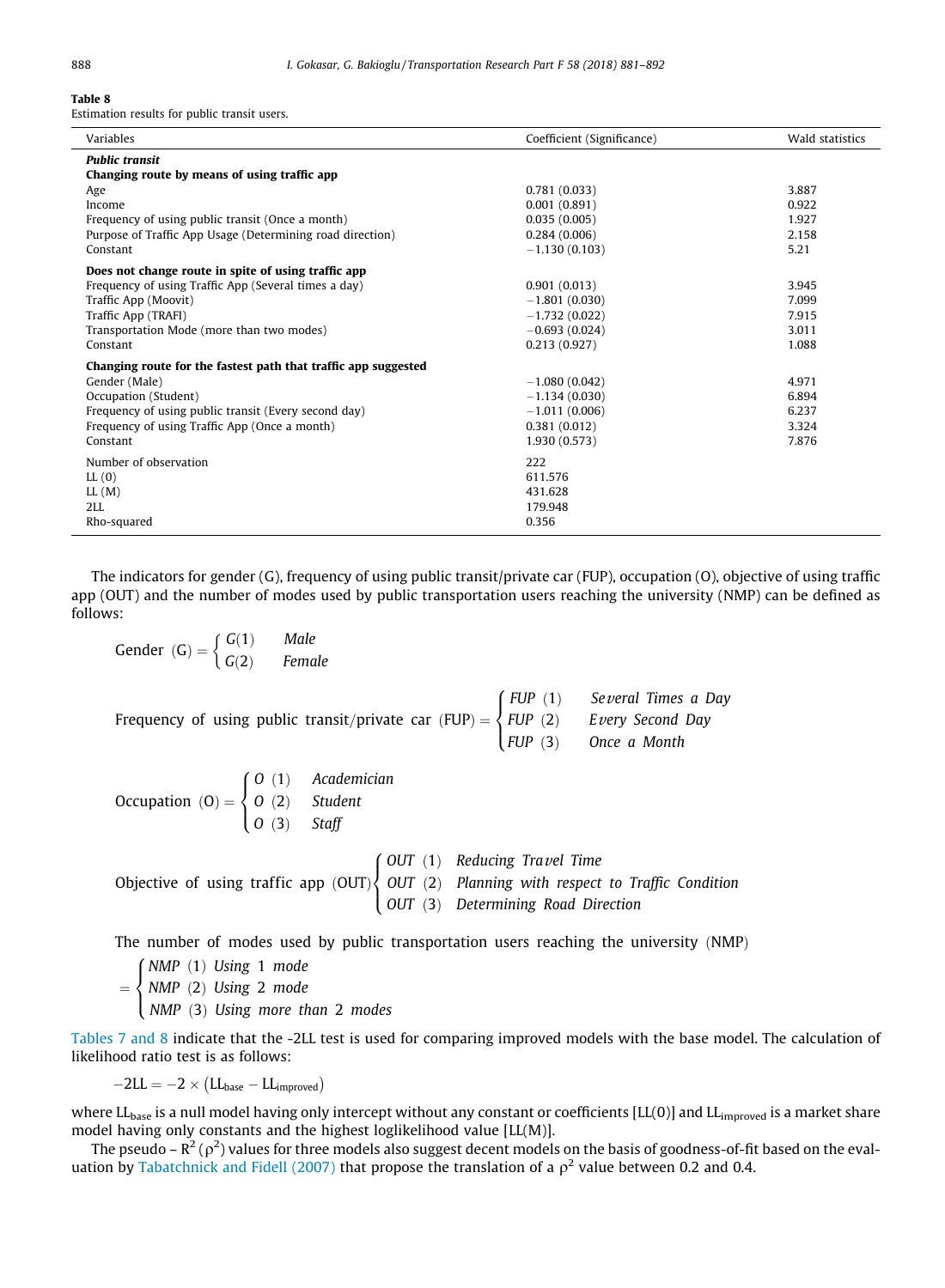**Table 8**
Estimation results for public transit users.

| Variables | Coefficient (Significance) | Wald statistics |
|---|---|---|
| ***Public transit*** | | |
| **Changing route by means of using traffic app** | | |
| Age | 0.781 (0.033) | 3.887 |
| Income | 0.001 (0.891) | 0.922 |
| Frequency of using public transit (Once a month) | 0.035 (0.005) | 1.927 |
| Purpose of Traffic App Usage (Determining road direction) | 0.284 (0.006) | 2.158 |
| Constant | −1.130 (0.103) | 5.21 |
| **Does not change route in spite of using traffic app** | | |
| Frequency of using Traffic App (Several times a day) | 0.901 (0.013) | 3.945 |
| Traffic App (Moovit) | −1.801 (0.030) | 7.099 |
| Traffic App (TRAFI) | −1.732 (0.022) | 7.915 |
| Transportation Mode (more than two modes) | −0.693 (0.024) | 3.011 |
| Constant | 0.213 (0.927) | 1.088 |
| **Changing route for the fastest path that traffic app suggested** | | |
| Gender (Male) | −1.080 (0.042) | 4.971 |
| Occupation (Student) | −1.134 (0.030) | 6.894 |
| Frequency of using public transit (Every second day) | −1.011 (0.006) | 6.237 |
| Frequency of using Traffic App (Once a month) | 0.381 (0.012) | 3.324 |
| Constant | 1.930 (0.573) | 7.876 |
| Number of observation | 222 | |
| LL (0) | 611.576 | |
| LL (M) | 431.628 | |
| 2LL | 179.948 | |
| Rho-squared | 0.356 | |

The indicators for gender (G), frequency of using public transit/private car (FUP), occupation (O), objective of using traffic app (OUT) and the number of modes used by public transportation users reaching the university (NMP) can be defined as follows:

$$\text{Gender (G)} = \begin{cases} G(1) & \textit{Male} \\ G(2) & \textit{Female} \end{cases}$$

$$\text{Frequency of using public transit/private car (FUP)} = \begin{cases} FUP\ (1) & \textit{Several Times a Day} \\ FUP\ (2) & \textit{Every Second Day} \\ FUP\ (3) & \textit{Once a Month} \end{cases}$$

$$\text{Occupation (O)} = \begin{cases} O\ (1) & \textit{Academician} \\ O\ (2) & \textit{Student} \\ O\ (3) & \textit{Staff} \end{cases}$$

$$\text{Objective of using traffic app (OUT)} \begin{cases} OUT\ (1) & \textit{Reducing Travel Time} \\ OUT\ (2) & \textit{Planning with respect to Traffic Condition} \\ OUT\ (3) & \textit{Determining Road Direction} \end{cases}$$

$$\text{The number of modes used by public transportation users reaching the university (NMP)} = \begin{cases} NMP\ (1)\ \textit{Using 1 mode} \\ NMP\ (2)\ \textit{Using 2 mode} \\ NMP\ (3)\ \textit{Using more than 2 modes} \end{cases}$$

Tables 7 and 8 indicate that the -2LL test is used for comparing improved models with the base model. The calculation of likelihood ratio test is as follows:

$$-2\text{LL} = -2 \times (\text{LL}_{\text{base}} - \text{LL}_{\text{improved}})$$

where $\text{LL}_{\text{base}}$ is a null model having only intercept without any constant or coefficients [LL(0)] and $\text{LL}_{\text{improved}}$ is a market share model having only constants and the highest loglikelihood value [LL(M)].

The pseudo – $R^2$ ($\rho^2$) values for three models also suggest decent models on the basis of goodness-of-fit based on the evaluation by Tabatchnick and Fidell (2007) that propose the translation of a $\rho^2$ value between 0.2 and 0.4.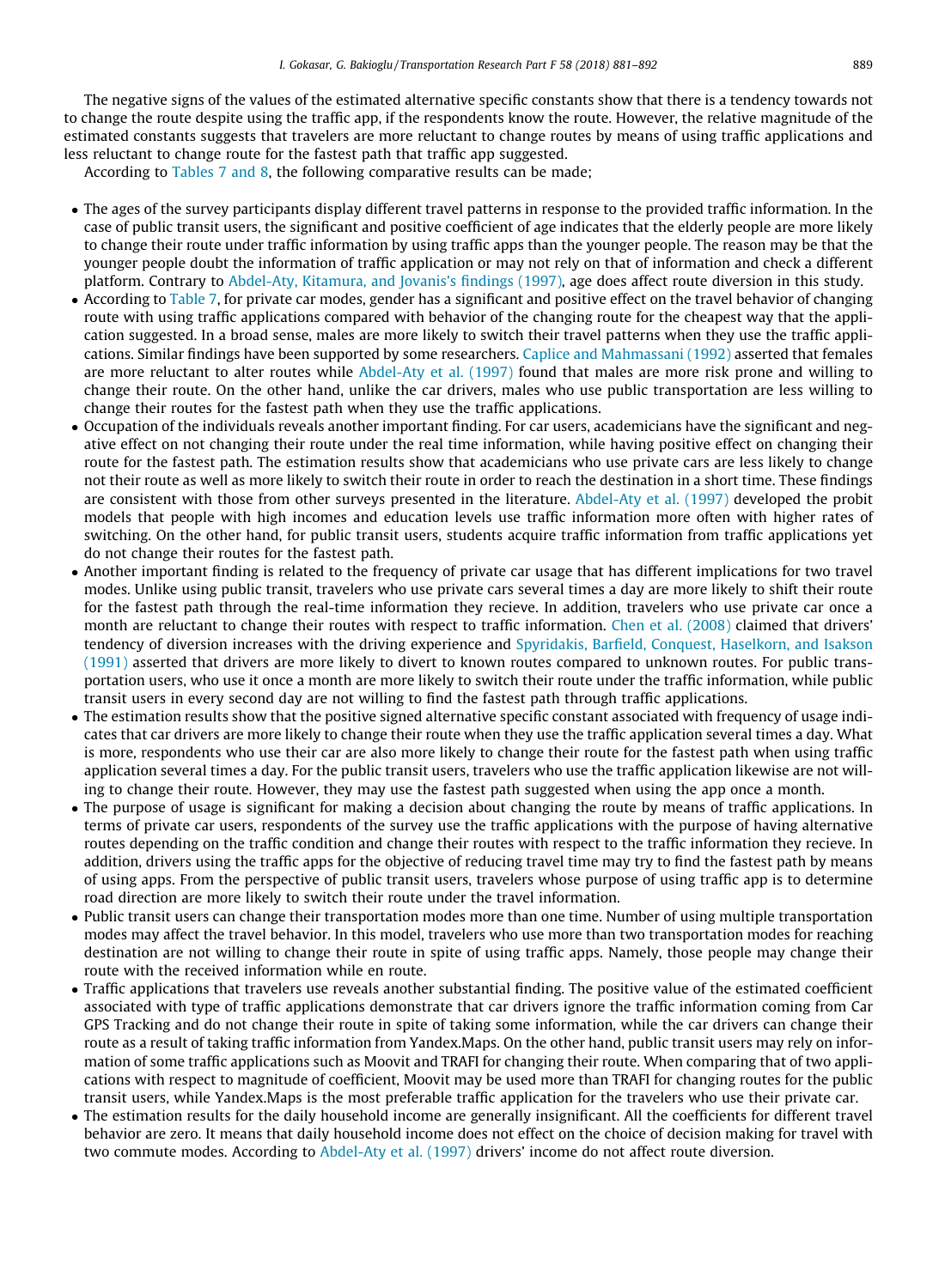The negative signs of the values of the estimated alternative specific constants show that there is a tendency towards not to change the route despite using the traffic app, if the respondents know the route. However, the relative magnitude of the estimated constants suggests that travelers are more reluctant to change routes by means of using traffic applications and less reluctant to change route for the fastest path that traffic app suggested.

According to Tables 7 and 8, the following comparative results can be made;

- The ages of the survey participants display different travel patterns in response to the provided traffic information. In the case of public transit users, the significant and positive coefficient of age indicates that the elderly people are more likely to change their route under traffic information by using traffic apps than the younger people. The reason may be that the younger people doubt the information of traffic application or may not rely on that of information and check a different platform. Contrary to Abdel-Aty, Kitamura, and Jovanis's findings (1997), age does affect route diversion in this study.
- According to Table 7, for private car modes, gender has a significant and positive effect on the travel behavior of changing route with using traffic applications compared with behavior of the changing route for the cheapest way that the application suggested. In a broad sense, males are more likely to switch their travel patterns when they use the traffic applications. Similar findings have been supported by some researchers. Caplice and Mahmassani (1992) asserted that females are more reluctant to alter routes while Abdel-Aty et al. (1997) found that males are more risk prone and willing to change their route. On the other hand, unlike the car drivers, males who use public transportation are less willing to change their routes for the fastest path when they use the traffic applications.
- Occupation of the individuals reveals another important finding. For car users, academicians have the significant and negative effect on not changing their route under the real time information, while having positive effect on changing their route for the fastest path. The estimation results show that academicians who use private cars are less likely to change not their route as well as more likely to switch their route in order to reach the destination in a short time. These findings are consistent with those from other surveys presented in the literature. Abdel-Aty et al. (1997) developed the probit models that people with high incomes and education levels use traffic information more often with higher rates of switching. On the other hand, for public transit users, students acquire traffic information from traffic applications yet do not change their routes for the fastest path.
- Another important finding is related to the frequency of private car usage that has different implications for two travel modes. Unlike using public transit, travelers who use private cars several times a day are more likely to shift their route for the fastest path through the real-time information they recieve. In addition, travelers who use private car once a month are reluctant to change their routes with respect to traffic information. Chen et al. (2008) claimed that drivers' tendency of diversion increases with the driving experience and Spyridakis, Barfield, Conquest, Haselkorn, and Isakson (1991) asserted that drivers are more likely to divert to known routes compared to unknown routes. For public transportation users, who use it once a month are more likely to switch their route under the traffic information, while public transit users in every second day are not willing to find the fastest path through traffic applications.
- The estimation results show that the positive signed alternative specific constant associated with frequency of usage indicates that car drivers are more likely to change their route when they use the traffic application several times a day. What is more, respondents who use their car are also more likely to change their route for the fastest path when using traffic application several times a day. For the public transit users, travelers who use the traffic application likewise are not willing to change their route. However, they may use the fastest path suggested when using the app once a month.
- The purpose of usage is significant for making a decision about changing the route by means of traffic applications. In terms of private car users, respondents of the survey use the traffic applications with the purpose of having alternative routes depending on the traffic condition and change their routes with respect to the traffic information they recieve. In addition, drivers using the traffic apps for the objective of reducing travel time may try to find the fastest path by means of using apps. From the perspective of public transit users, travelers whose purpose of using traffic app is to determine road direction are more likely to switch their route under the travel information.
- Public transit users can change their transportation modes more than one time. Number of using multiple transportation modes may affect the travel behavior. In this model, travelers who use more than two transportation modes for reaching destination are not willing to change their route in spite of using traffic apps. Namely, those people may change their route with the received information while en route.
- Traffic applications that travelers use reveals another substantial finding. The positive value of the estimated coefficient associated with type of traffic applications demonstrate that car drivers ignore the traffic information coming from Car GPS Tracking and do not change their route in spite of taking some information, while the car drivers can change their route as a result of taking traffic information from Yandex.Maps. On the other hand, public transit users may rely on information of some traffic applications such as Moovit and TRAFI for changing their route. When comparing that of two applications with respect to magnitude of coefficient, Moovit may be used more than TRAFI for changing routes for the public transit users, while Yandex.Maps is the most preferable traffic application for the travelers who use their private car.
- The estimation results for the daily household income are generally insignificant. All the coefficients for different travel behavior are zero. It means that daily household income does not effect on the choice of decision making for travel with two commute modes. According to Abdel-Aty et al. (1997) drivers' income do not affect route diversion.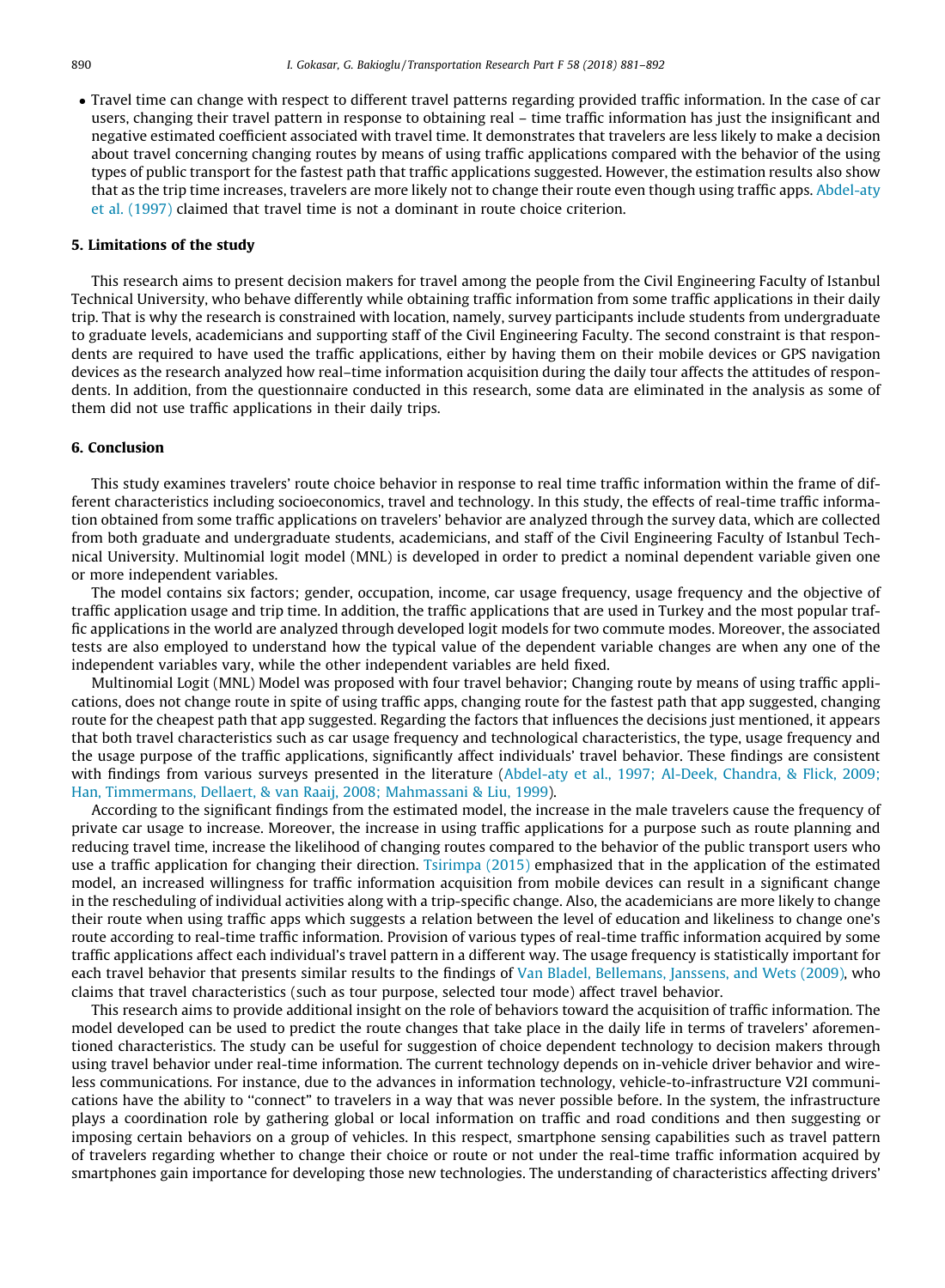- Travel time can change with respect to different travel patterns regarding provided traffic information. In the case of car users, changing their travel pattern in response to obtaining real – time traffic information has just the insignificant and negative estimated coefficient associated with travel time. It demonstrates that travelers are less likely to make a decision about travel concerning changing routes by means of using traffic applications compared with the behavior of the using types of public transport for the fastest path that traffic applications suggested. However, the estimation results also show that as the trip time increases, travelers are more likely not to change their route even though using traffic apps. Abdel-aty et al. (1997) claimed that travel time is not a dominant in route choice criterion.

## 5. Limitations of the study

This research aims to present decision makers for travel among the people from the Civil Engineering Faculty of Istanbul Technical University, who behave differently while obtaining traffic information from some traffic applications in their daily trip. That is why the research is constrained with location, namely, survey participants include students from undergraduate to graduate levels, academicians and supporting staff of the Civil Engineering Faculty. The second constraint is that respondents are required to have used the traffic applications, either by having them on their mobile devices or GPS navigation devices as the research analyzed how real–time information acquisition during the daily tour affects the attitudes of respondents. In addition, from the questionnaire conducted in this research, some data are eliminated in the analysis as some of them did not use traffic applications in their daily trips.

## 6. Conclusion

This study examines travelers' route choice behavior in response to real time traffic information within the frame of different characteristics including socioeconomics, travel and technology. In this study, the effects of real-time traffic information obtained from some traffic applications on travelers' behavior are analyzed through the survey data, which are collected from both graduate and undergraduate students, academicians, and staff of the Civil Engineering Faculty of Istanbul Technical University. Multinomial logit model (MNL) is developed in order to predict a nominal dependent variable given one or more independent variables.

The model contains six factors; gender, occupation, income, car usage frequency, usage frequency and the objective of traffic application usage and trip time. In addition, the traffic applications that are used in Turkey and the most popular traffic applications in the world are analyzed through developed logit models for two commute modes. Moreover, the associated tests are also employed to understand how the typical value of the dependent variable changes are when any one of the independent variables vary, while the other independent variables are held fixed.

Multinomial Logit (MNL) Model was proposed with four travel behavior; Changing route by means of using traffic applications, does not change route in spite of using traffic apps, changing route for the fastest path that app suggested, changing route for the cheapest path that app suggested. Regarding the factors that influences the decisions just mentioned, it appears that both travel characteristics such as car usage frequency and technological characteristics, the type, usage frequency and the usage purpose of the traffic applications, significantly affect individuals' travel behavior. These findings are consistent with findings from various surveys presented in the literature (Abdel-aty et al., 1997; Al-Deek, Chandra, & Flick, 2009; Han, Timmermans, Dellaert, & van Raaij, 2008; Mahmassani & Liu, 1999).

According to the significant findings from the estimated model, the increase in the male travelers cause the frequency of private car usage to increase. Moreover, the increase in using traffic applications for a purpose such as route planning and reducing travel time, increase the likelihood of changing routes compared to the behavior of the public transport users who use a traffic application for changing their direction. Tsirimpa (2015) emphasized that in the application of the estimated model, an increased willingness for traffic information acquisition from mobile devices can result in a significant change in the rescheduling of individual activities along with a trip-specific change. Also, the academicians are more likely to change their route when using traffic apps which suggests a relation between the level of education and likeliness to change one's route according to real-time traffic information. Provision of various types of real-time traffic information acquired by some traffic applications affect each individual's travel pattern in a different way. The usage frequency is statistically important for each travel behavior that presents similar results to the findings of Van Bladel, Bellemans, Janssens, and Wets (2009), who claims that travel characteristics (such as tour purpose, selected tour mode) affect travel behavior.

This research aims to provide additional insight on the role of behaviors toward the acquisition of traffic information. The model developed can be used to predict the route changes that take place in the daily life in terms of travelers' aforementioned characteristics. The study can be useful for suggestion of choice dependent technology to decision makers through using travel behavior under real-time information. The current technology depends on in-vehicle driver behavior and wireless communications. For instance, due to the advances in information technology, vehicle-to-infrastructure V2I communications have the ability to "connect" to travelers in a way that was never possible before. In the system, the infrastructure plays a coordination role by gathering global or local information on traffic and road conditions and then suggesting or imposing certain behaviors on a group of vehicles. In this respect, smartphone sensing capabilities such as travel pattern of travelers regarding whether to change their choice or route or not under the real-time traffic information acquired by smartphones gain importance for developing those new technologies. The understanding of characteristics affecting drivers'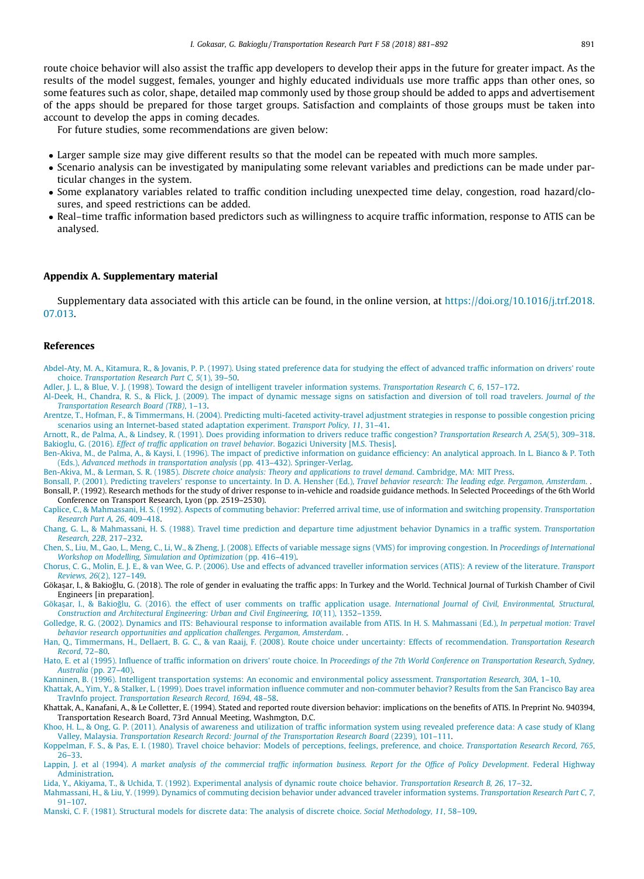route choice behavior will also assist the traffic app developers to develop their apps in the future for greater impact. As the results of the model suggest, females, younger and highly educated individuals use more traffic apps than other ones, so some features such as color, shape, detailed map commonly used by those group should be added to apps and advertisement of the apps should be prepared for those target groups. Satisfaction and complaints of those groups must be taken into account to develop the apps in coming decades.

For future studies, some recommendations are given below:

- Larger sample size may give different results so that the model can be repeated with much more samples.
- Scenario analysis can be investigated by manipulating some relevant variables and predictions can be made under particular changes in the system.
- Some explanatory variables related to traffic condition including unexpected time delay, congestion, road hazard/closures, and speed restrictions can be added.
- Real–time traffic information based predictors such as willingness to acquire traffic information, response to ATIS can be analysed.

## Appendix A. Supplementary material

Supplementary data associated with this article can be found, in the online version, at https://doi.org/10.1016/j.trf.2018.07.013.

## References

Abdel-Aty, M. A., Kitamura, R., & Jovanis, P. P. (1997). Using stated preference data for studying the effect of advanced traffic information on drivers' route choice. *Transportation Research Part C, 5*(1), 39–50.

Adler, J. L., & Blue, V. J. (1998). Toward the design of intelligent traveler information systems. *Transportation Research C, 6*, 157–172.

Al-Deek, H., Chandra, R. S., & Flick, J. (2009). The impact of dynamic message signs on satisfaction and diversion of toll road travelers. *Journal of the Transportation Research Board (TRB)*, 1–13.

Arentze, T., Hofman, F., & Timmermans, H. (2004). Predicting multi-faceted activity-travel adjustment strategies in response to possible congestion pricing scenarios using an Internet-based stated adaptation experiment. *Transport Policy, 11*, 31–41.

Arnott, R., de Palma, A., & Lindsey, R. (1991). Does providing information to drivers reduce traffic congestion? *Transportation Research A, 25A*(5), 309–318.

Bakioglu, G. (2016). *Effect of traffic application on travel behavior*. Bogazici University [M.S. Thesis].

Ben-Akiva, M., de Palma, A., & Kaysi, I. (1996). The impact of predictive information on guidance efficiency: An analytical approach. In L. Bianco & P. Toth (Eds.), *Advanced methods in transportation analysis* (pp. 413–432). Springer-Verlag.

Ben-Akiva, M., & Lerman, S. R. (1985). *Discrete choice analysis: Theory and applications to travel demand*. Cambridge, MA: MIT Press.

Bonsall, P. (2001). Predicting travelers' response to uncertainty. In D. A. Hensher (Ed.), *Travel behavior research: The leading edge. Pergamon, Amsterdam.* .

Bonsall, P. (1992). Research methods for the study of driver response to in-vehicle and roadside guidance methods. In Selected Proceedings of the 6th World Conference on Transport Research, Lyon (pp. 2519–2530).

Caplice, C., & Mahmassani, H. S. (1992). Aspects of commuting behavior: Preferred arrival time, use of information and switching propensity. *Transportation Research Part A, 26*, 409–418.

Chang, G. L., & Mahmassani, H. S. (1988). Travel time prediction and departure time adjustment behavior Dynamics in a traffic system. *Transportation Research, 22B*, 217–232.

Chen, S., Liu, M., Gao, L., Meng, C., Li, W., & Zheng, J. (2008). Effects of variable message signs (VMS) for improving congestion. In *Proceedings of International Workshop on Modelling, Simulation and Optimization* (pp. 416–419).

Chorus, C. G., Molin, E. J. E., & van Wee, G. P. (2006). Use and effects of advanced traveller information services (ATIS): A review of the literature. *Transport Reviews, 26*(2), 127–149.

Gökaşar, I., & Bakioğlu, G. (2018). The role of gender in evaluating the traffic apps: In Turkey and the World. Technical Journal of Turkish Chamber of Civil Engineers [in preparation].

Gökaşar, I., & Bakioğlu, G. (2016). the effect of user comments on traffic application usage. *International Journal of Civil, Environmental, Structural, Construction and Architectural Engineering: Urban and Civil Engineering, 10*(11), 1352–1359.

Golledge, R. G. (2002). Dynamics and ITS: Behavioural response to information available from ATIS. In H. S. Mahmassani (Ed.), *In perpetual motion: Travel behavior research opportunities and application challenges. Pergamon, Amsterdam.* .

Han, Q., Timmermans, H., Dellaert, B. G. C., & van Raaij, F. (2008). Route choice under uncertainty: Effects of recommendation. *Transportation Research Record*, 72–80.

Hato, E. et al (1995). Influence of traffic information on drivers' route choice. In *Proceedings of the 7th World Conference on Transportation Research, Sydney, Australia* (pp. 27–40).

Kanninen, B. (1996). Intelligent transportation systems: An economic and environmental policy assessment. *Transportation Research, 30A*, 1–10.

Khattak, A., Yim, Y., & Stalker, L. (1999). Does travel information influence commuter and non-commuter behavior? Results from the San Francisco Bay area TravInfo project. *Transportation Research Record, 1694*, 48–58.

Khattak, A., Kanafani, A., & Le Colletter, E. (1994). Stated and reported route diversion behavior: implications on the benefits of ATIS. In Preprint No. 940394, Transportation Research Board, 73rd Annual Meeting, Washmgton, D.C.

Khoo, H. L., & Ong, G. P. (2011). Analysis of awareness and utilization of traffic information system using revealed preference data: A case study of Klang Valley, Malaysia. *Transportation Research Record: Journal of the Transportation Research Board* (2239), 101–111.

Koppelman, F. S., & Pas, E. I. (1980). Travel choice behavior: Models of perceptions, feelings, preference, and choice. *Transportation Research Record, 765*, 26–33.

Lappin, J. et al (1994). *A market analysis of the commercial traffic information business. Report for the Office of Policy Development*. Federal Highway Administration.

Lida, Y., Akiyama, T., & Uchida, T. (1992). Experimental analysis of dynamic route choice behavior. *Transportation Research B, 26*, 17–32.

Mahmassani, H., & Liu, Y. (1999). Dynamics of commuting decision behavior under advanced traveler information systems. *Transportation Research Part C, 7*, 91–107.

Manski, C. F. (1981). Structural models for discrete data: The analysis of discrete choice. *Social Methodology, 11*, 58–109.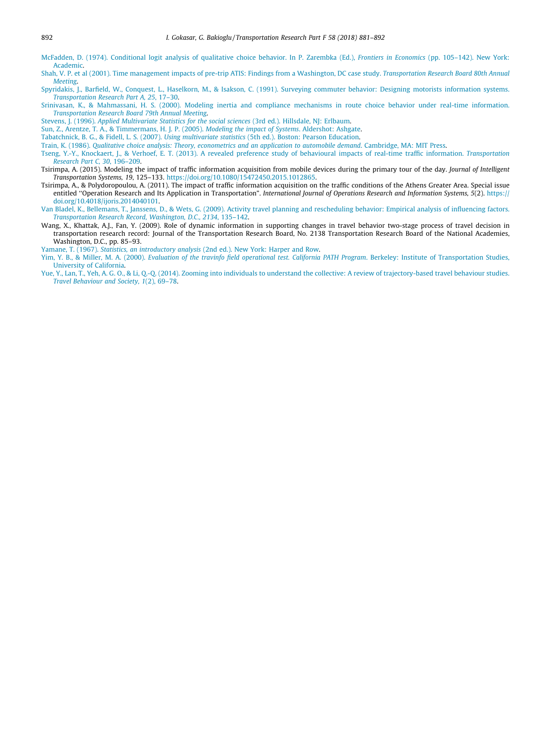McFadden, D. (1974). Conditional logit analysis of qualitative choice behavior. In P. Zarembka (Ed.), *Frontiers in Economics* (pp. 105–142). New York: Academic.

Shah, V. P. et al (2001). Time management impacts of pre-trip ATIS: Findings from a Washington, DC case study. *Transportation Research Board 80th Annual Meeting*.

Spyridakis, J., Barfield, W., Conquest, L., Haselkorn, M., & Isakson, C. (1991). Surveying commuter behavior: Designing motorists information systems. *Transportation Research Part A, 25*, 17–30.

Srinivasan, K., & Mahmassani, H. S. (2000). Modeling inertia and compliance mechanisms in route choice behavior under real-time information. *Transportation Research Board 79th Annual Meeting*.

Stevens, J. (1996). *Applied Multivariate Statistics for the social sciences* (3rd ed.). Hillsdale, NJ: Erlbaum.

Sun, Z., Arentze, T. A., & Timmermans, H. J. P. (2005). *Modeling the impact of Systems*. Aldershot: Ashgate.

Tabatchnick, B. G., & Fidell, L. S. (2007). *Using multivariate statistics* (5th ed.). Boston: Pearson Education.

Train, K. (1986). *Qualitative choice analysis: Theory, econometrics and an application to automobile demand*. Cambridge, MA: MIT Press.

Tseng, Y.-Y., Knockaert, J., & Verhoef, E. T. (2013). A revealed preference study of behavioural impacts of real-time traffic information. *Transportation Research Part C, 30*, 196–209.

Tsirimpa, A. (2015). Modeling the impact of traffic information acquisition from mobile devices during the primary tour of the day. *Journal of Intelligent Transportation Systems, 19*, 125–133. https://doi.org/10.1080/15472450.2015.1012865.

Tsirimpa, A., & Polydoropoulou, A. (2011). The impact of traffic information acquisition on the traffic conditions of the Athens Greater Area. Special issue entitled "Operation Research and Its Application in Transportation". *International Journal of Operations Research and Information Systems, 5*(2). https://doi.org/10.4018/ijoris.2014040101.

Van Bladel, K., Bellemans, T., Janssens, D., & Wets, G. (2009). Activity travel planning and rescheduling behavior: Empirical analysis of influencing factors. *Transportation Research Record, Washington, D.C., 2134*, 135–142.

Wang, X., Khattak, A.J., Fan, Y. (2009). Role of dynamic information in supporting changes in travel behavior two-stage process of travel decision in transportation research record: Journal of the Transportation Research Board, No. 2138 Transportation Research Board of the National Academies, Washington, D.C., pp. 85–93.

Yamane, T. (1967). *Statistics, an introductory analysis* (2nd ed.). New York: Harper and Row.

Yim, Y. B., & Miller, M. A. (2000). *Evaluation of the travinfo field operational test. California PATH Program*. Berkeley: Institute of Transportation Studies, University of California.

Yue, Y., Lan, T., Yeh, A. G. O., & Li, Q.-Q. (2014). Zooming into individuals to understand the collective: A review of trajectory-based travel behaviour studies. *Travel Behaviour and Society, 1*(2), 69–78.